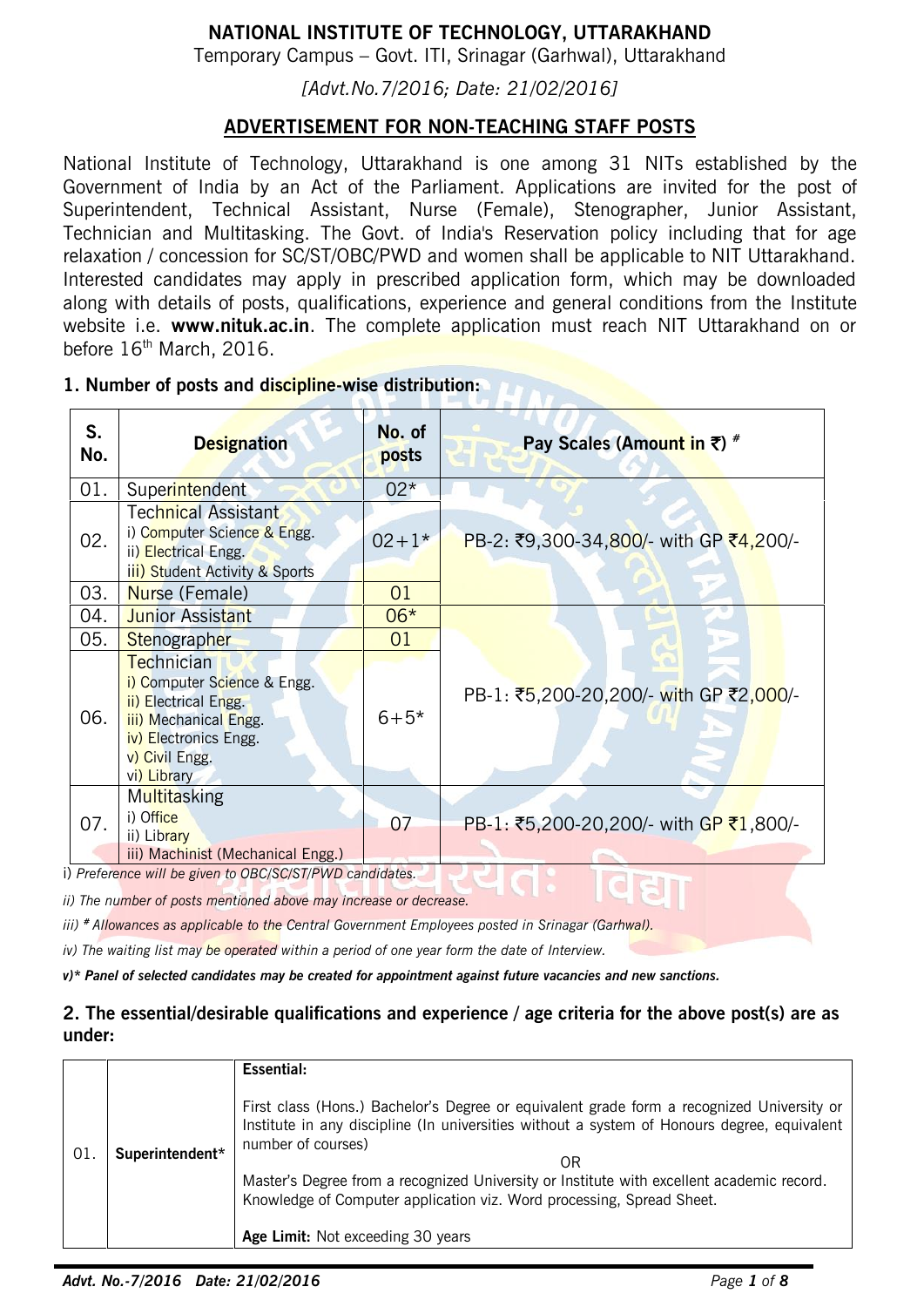# NATIONAL INSTITUTE OF TECHNOLOGY, UTTARAKHAND

Temporary Campus – Govt. ITI, Srinagar (Garhwal), Uttarakhand

*[Advt.No.7/2016; Date: 21/02/2016]*

## ADVERTISEMENT FOR NON-TEACHING STAFF POSTS

National Institute of Technology, Uttarakhand is one among 31 NITs established by the Government of India by an Act of the Parliament. Applications are invited for the post of Superintendent, Technical Assistant, Nurse (Female), Stenographer, Junior Assistant, Technician and Multitasking. The Govt. of India's Reservation policy including that for age relaxation / concession for SC/ST/OBC/PWD and women shall be applicable to NIT Uttarakhand. Interested candidates may apply in prescribed application form, which may be downloaded along with details of posts, qualifications, experience and general conditions from the Institute website i.e. **www.nituk.ac.in**. The complete application must reach NIT Uttarakhand on or before 16th March, 2016.

### 1. Number of posts and discipline-wise distribution:

| S. No. | Designation | No. of posts | Pay Scales (Amount in ₹) # |
|---|---|---|---|
| 01. | Superintendent | 02* | PB-2: ₹9,300-34,800/- with GP ₹4,200/- |
| 02. | Technical Assistant<br>i) Computer Science & Engg.<br>ii) Electrical Engg.<br>iii) Student Activity & Sports | 02+1* | |
| 03. | Nurse (Female) | 01 | |
| 04. | Junior Assistant | 06* | PB-1: ₹5,200-20,200/- with GP ₹2,000/- |
| 05. | Stenographer | 01 | |
| 06. | Technician<br>i) Computer Science & Engg.<br>ii) Electrical Engg.<br>iii) Mechanical Engg.<br>iv) Electronics Engg.<br>v) Civil Engg.<br>vi) Library | 6+5* | |
| 07. | Multitasking<br>i) Office<br>ii) Library<br>iii) Machinist (Mechanical Engg.) | 07 | PB-1: ₹5,200-20,200/- with GP ₹1,800/- |

i) *Preference will be given to OBC/SC/ST/PWD candidates.*

*ii) The number of posts mentioned above may increase or decrease.*

*iii) # Allowances as applicable to the Central Government Employees posted in Srinagar (Garhwal).*

*iv) The waiting list may be operated within a period of one year form the date of Interview.*

***v)* Panel of selected candidates may be created for appointment against future vacancies and new sanctions.***

### 2. The essential/desirable qualifications and experience / age criteria for the above post(s) are as under:

| | | |
|---|---|---|
| 01. | **Superintendent*** | **Essential:**<br><br>First class (Hons.) Bachelor's Degree or equivalent grade form a recognized University or Institute in any discipline (In universities without a system of Honours degree, equivalent number of courses)<br>OR<br>Master's Degree from a recognized University or Institute with excellent academic record. Knowledge of Computer application viz. Word processing, Spread Sheet.<br><br>**Age Limit:** Not exceeding 30 years |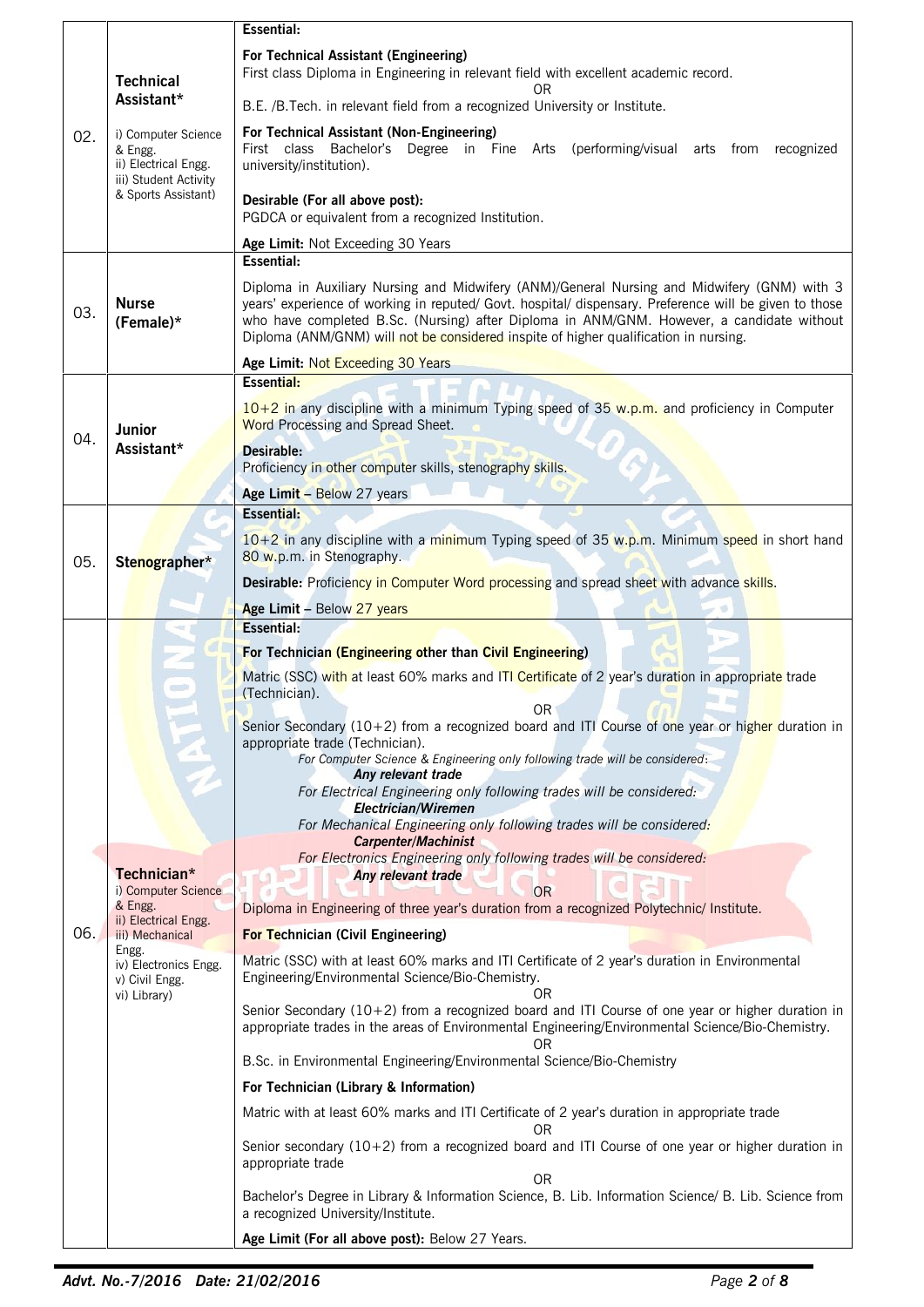| | | |
|---|---|---|
| 02. | **Technical Assistant***<br><br>i) Computer Science & Engg.<br>ii) Electrical Engg.<br>iii) Student Activity & Sports Assistant) | **Essential:**<br><br>**For Technical Assistant (Engineering)**<br>First class Diploma in Engineering in relevant field with excellent academic record.<br>OR<br>B.E. /B.Tech. in relevant field from a recognized University or Institute.<br><br>**For Technical Assistant (Non-Engineering)**<br>First class Bachelor's Degree in Fine Arts (performing/visual arts from recognized university/institution).<br><br>**Desirable (For all above post):**<br>PGDCA or equivalent from a recognized Institution.<br><br>**Age Limit:** Not Exceeding 30 Years |
| 03. | **Nurse (Female)*** | **Essential:**<br><br>Diploma in Auxiliary Nursing and Midwifery (ANM)/General Nursing and Midwifery (GNM) with 3 years' experience of working in reputed/ Govt. hospital/ dispensary. Preference will be given to those who have completed B.Sc. (Nursing) after Diploma in ANM/GNM. However, a candidate without Diploma (ANM/GNM) will not be considered inspite of higher qualification in nursing.<br><br>**Age Limit:** Not Exceeding 30 Years |
| 04. | **Junior Assistant*** | **Essential:**<br><br>10+2 in any discipline with a minimum Typing speed of 35 w.p.m. and proficiency in Computer Word Processing and Spread Sheet.<br><br>**Desirable:**<br>Proficiency in other computer skills, stenography skills.<br><br>**Age Limit** – Below 27 years |
| 05. | **Stenographer*** | **Essential:**<br><br>10+2 in any discipline with a minimum Typing speed of 35 w.p.m. Minimum speed in short hand 80 w.p.m. in Stenography.<br><br>**Desirable:** Proficiency in Computer Word processing and spread sheet with advance skills.<br><br>**Age Limit** – Below 27 years |
| 06. | **Technician***<br>i) Computer Science & Engg.<br>ii) Electrical Engg.<br>iii) Mechanical Engg.<br>iv) Electronics Engg.<br>v) Civil Engg.<br>vi) Library) | **Essential:**<br><br>**For Technician (Engineering other than Civil Engineering)**<br><br>Matric (SSC) with at least 60% marks and ITI Certificate of 2 year's duration in appropriate trade (Technician).<br>OR<br>Senior Secondary (10+2) from a recognized board and ITI Course of one year or higher duration in appropriate trade (Technician).<br>*For Computer Science & Engineering only following trade will be considered:*<br>***Any relevant trade***<br>*For Electrical Engineering only following trades will be considered:*<br>***Electrician/Wiremen***<br>*For Mechanical Engineering only following trades will be considered:*<br>***Carpenter/Machinist***<br>*For Electronics Engineering only following trades will be considered:*<br>***Any relevant trade***<br>OR<br>Diploma in Engineering of three year's duration from a recognized Polytechnic/ Institute.<br><br>**For Technician (Civil Engineering)**<br><br>Matric (SSC) with at least 60% marks and ITI Certificate of 2 year's duration in Environmental Engineering/Environmental Science/Bio-Chemistry.<br>OR<br>Senior Secondary (10+2) from a recognized board and ITI Course of one year or higher duration in appropriate trades in the areas of Environmental Engineering/Environmental Science/Bio-Chemistry.<br>OR<br>B.Sc. in Environmental Engineering/Environmental Science/Bio-Chemistry<br><br>**For Technician (Library & Information)**<br><br>Matric with at least 60% marks and ITI Certificate of 2 year's duration in appropriate trade<br>OR<br>Senior secondary (10+2) from a recognized board and ITI Course of one year or higher duration in appropriate trade<br>OR<br>Bachelor's Degree in Library & Information Science, B. Lib. Information Science/ B. Lib. Science from a recognized University/Institute.<br><br>**Age Limit (For all above post):** Below 27 Years. |

*Advt. No.-7/2016 Date: 21/02/2016*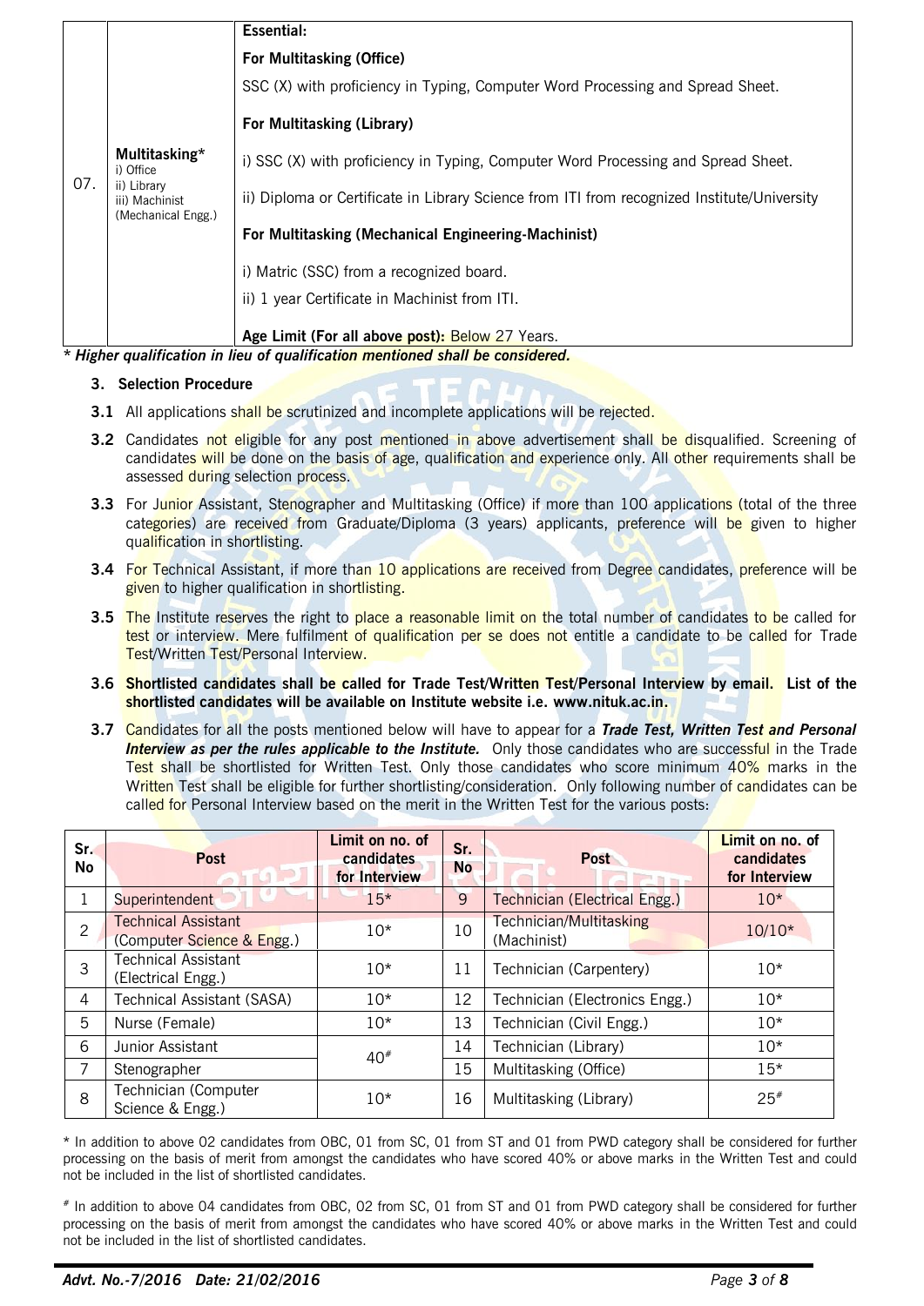| | | |
|---|---|---|
| 07. | **Multitasking*** i) Office ii) Library iii) Machinist (Mechanical Engg.) | **Essential:** **For Multitasking (Office)** SSC (X) with proficiency in Typing, Computer Word Processing and Spread Sheet. **For Multitasking (Library)** i) SSC (X) with proficiency in Typing, Computer Word Processing and Spread Sheet. ii) Diploma or Certificate in Library Science from ITI from recognized Institute/University **For Multitasking (Mechanical Engineering-Machinist)** i) Matric (SSC) from a recognized board. ii) 1 year Certificate in Machinist from ITI. **Age Limit (For all above post):** Below 27 Years. |

*** Higher qualification in lieu of qualification mentioned shall be considered.**

### 3. Selection Procedure

**3.1** All applications shall be scrutinized and incomplete applications will be rejected.

**3.2** Candidates not eligible for any post mentioned in above advertisement shall be disqualified. Screening of candidates will be done on the basis of age, qualification and experience only. All other requirements shall be assessed during selection process.

**3.3** For Junior Assistant, Stenographer and Multitasking (Office) if more than 100 applications (total of the three categories) are received from Graduate/Diploma (3 years) applicants, preference will be given to higher qualification in shortlisting.

**3.4** For Technical Assistant, if more than 10 applications are received from Degree candidates, preference will be given to higher qualification in shortlisting.

**3.5** The Institute reserves the right to place a reasonable limit on the total number of candidates to be called for test or interview. Mere fulfilment of qualification per se does not entitle a candidate to be called for Trade Test/Written Test/Personal Interview.

**3.6** **Shortlisted candidates shall be called for Trade Test/Written Test/Personal Interview by email. List of the shortlisted candidates will be available on Institute website i.e. www.nituk.ac.in.**

**3.7** Candidates for all the posts mentioned below will have to appear for a ***Trade Test, Written Test and Personal Interview as per the rules applicable to the Institute.*** Only those candidates who are successful in the Trade Test shall be shortlisted for Written Test. Only those candidates who score minimum 40% marks in the Written Test shall be eligible for further shortlisting/consideration. Only following number of candidates can be called for Personal Interview based on the merit in the Written Test for the various posts:

| Sr. No | Post | Limit on no. of candidates for Interview | Sr. No | Post | Limit on no. of candidates for Interview |
|---|---|---|---|---|---|
| 1 | Superintendent | 15* | 9 | Technician (Electrical Engg.) | 10* |
| 2 | Technical Assistant (Computer Science & Engg.) | 10* | 10 | Technician/Multitasking (Machinist) | 10/10* |
| 3 | Technical Assistant (Electrical Engg.) | 10* | 11 | Technician (Carpentery) | 10* |
| 4 | Technical Assistant (SASA) | 10* | 12 | Technician (Electronics Engg.) | 10* |
| 5 | Nurse (Female) | 10* | 13 | Technician (Civil Engg.) | 10* |
| 6 | Junior Assistant | 40# | 14 | Technician (Library) | 10* |
| 7 | Stenographer | | 15 | Multitasking (Office) | 15* |
| 8 | Technician (Computer Science & Engg.) | 10* | 16 | Multitasking (Library) | 25# |

* In addition to above 02 candidates from OBC, 01 from SC, 01 from ST and 01 from PWD category shall be considered for further processing on the basis of merit from amongst the candidates who have scored 40% or above marks in the Written Test and could not be included in the list of shortlisted candidates.

# In addition to above 04 candidates from OBC, 02 from SC, 01 from ST and 01 from PWD category shall be considered for further processing on the basis of merit from amongst the candidates who have scored 40% or above marks in the Written Test and could not be included in the list of shortlisted candidates.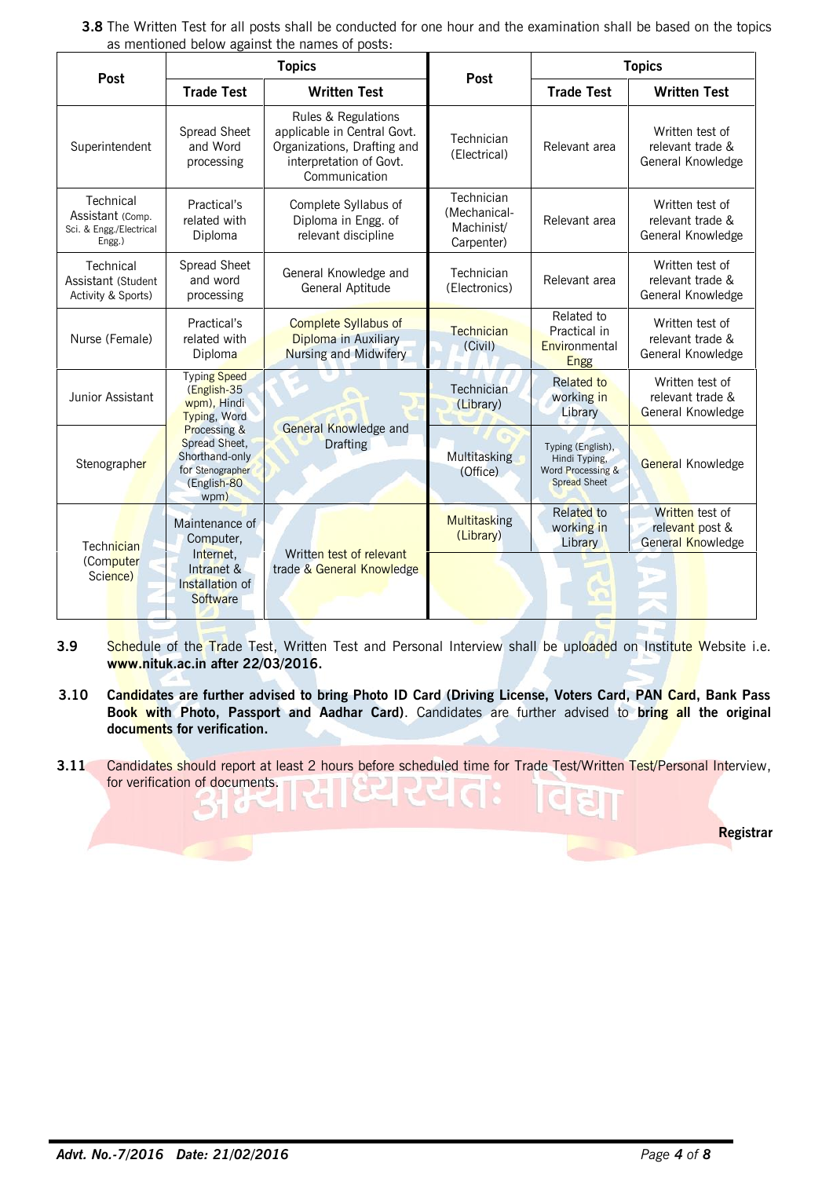**3.8** The Written Test for all posts shall be conducted for one hour and the examination shall be based on the topics as mentioned below against the names of posts:

| Post | Topics | | Post | Topics | |
|---|---|---|---|---|---|
| | Trade Test | Written Test | | Trade Test | Written Test |
| Superintendent | Spread Sheet and Word processing | Rules & Regulations applicable in Central Govt. Organizations, Drafting and interpretation of Govt. Communication | Technician (Electrical) | Relevant area | Written test of relevant trade & General Knowledge |
| Technical Assistant (Comp. Sci. & Engg./Electrical Engg.) | Practical's related with Diploma | Complete Syllabus of Diploma in Engg. of relevant discipline | Technician (Mechanical-Machinist/ Carpenter) | Relevant area | Written test of relevant trade & General Knowledge |
| Technical Assistant (Student Activity & Sports) | Spread Sheet and word processing | General Knowledge and General Aptitude | Technician (Electronics) | Relevant area | Written test of relevant trade & General Knowledge |
| Nurse (Female) | Practical's related with Diploma | Complete Syllabus of Diploma in Auxiliary Nursing and Midwifery | Technician (Civil) | Related to Practical in Environmental Engg | Written test of relevant trade & General Knowledge |
| Junior Assistant | Typing Speed (English-35 wpm), Hindi Typing, Word Processing & Spread Sheet, Shorthand-only for Stenographer (English-80 wpm) | General Knowledge and Drafting | Technician (Library) | Related to working in Library | Written test of relevant trade & General Knowledge |
| Stenographer | | | Multitasking (Office) | Typing (English), Hindi Typing, Word Processing & Spread Sheet | General Knowledge |
| Technician (Computer Science) | Maintenance of Computer, Internet, Intranet & Installation of Software | Written test of relevant trade & General Knowledge | Multitasking (Library) | Related to working in Library | Written test of relevant post & General Knowledge |

**3.9** Schedule of the Trade Test, Written Test and Personal Interview shall be uploaded on Institute Website i.e. **www.nituk.ac.in after 22/03/2016.**

**3.10** **Candidates are further advised to bring Photo ID Card (Driving License, Voters Card, PAN Card, Bank Pass Book with Photo, Passport and Aadhar Card)**. Candidates are further advised to **bring all the original documents for verification.**

**3.11** Candidates should report at least 2 hours before scheduled time for Trade Test/Written Test/Personal Interview, for verification of documents.

**Registrar**

***Advt. No.-7/2016 Date: 21/02/2016***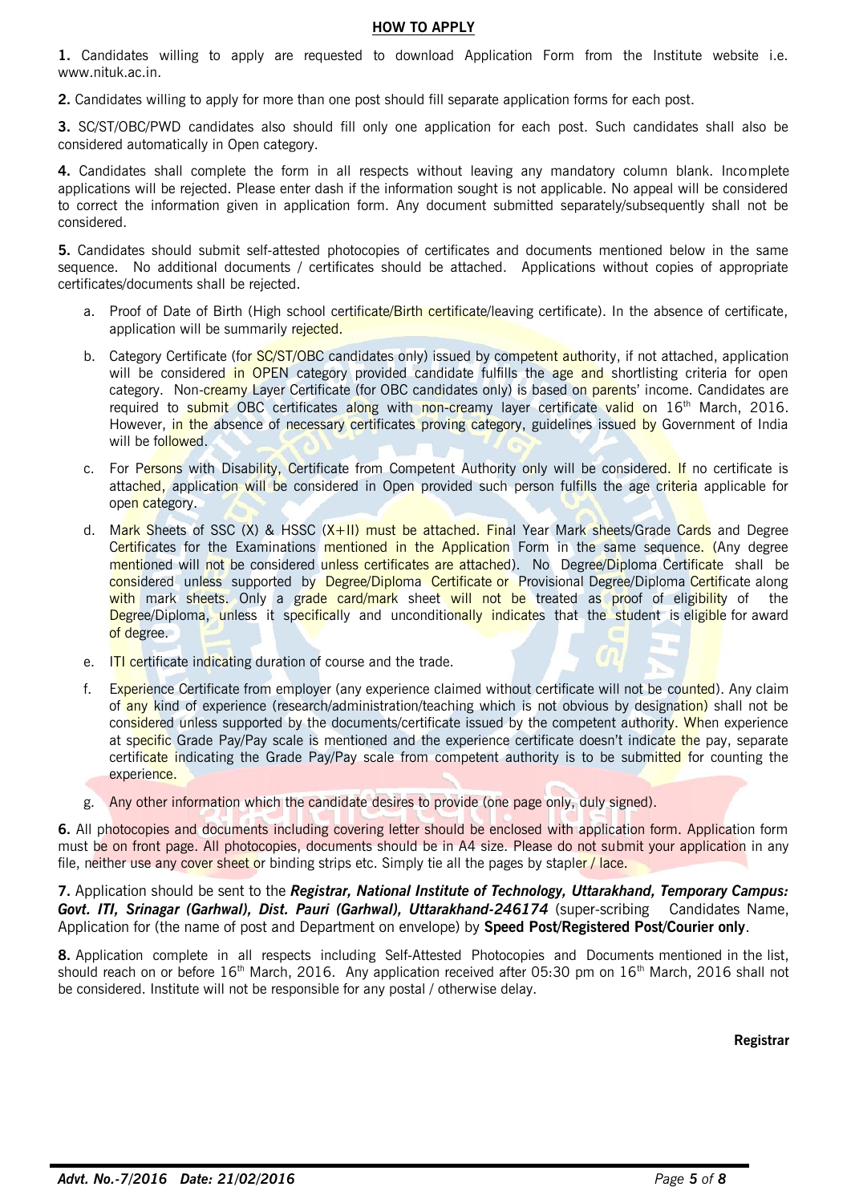## HOW TO APPLY

**1.** Candidates willing to apply are requested to download Application Form from the Institute website i.e. www.nituk.ac.in.

**2.** Candidates willing to apply for more than one post should fill separate application forms for each post.

**3.** SC/ST/OBC/PWD candidates also should fill only one application for each post. Such candidates shall also be considered automatically in Open category.

**4.** Candidates shall complete the form in all respects without leaving any mandatory column blank. Incomplete applications will be rejected. Please enter dash if the information sought is not applicable. No appeal will be considered to correct the information given in application form. Any document submitted separately/subsequently shall not be considered.

**5.** Candidates should submit self-attested photocopies of certificates and documents mentioned below in the same sequence. No additional documents / certificates should be attached. Applications without copies of appropriate certificates/documents shall be rejected.

a. Proof of Date of Birth (High school certificate/Birth certificate/leaving certificate). In the absence of certificate, application will be summarily rejected.

b. Category Certificate (for SC/ST/OBC candidates only) issued by competent authority, if not attached, application will be considered in OPEN category provided candidate fulfills the age and shortlisting criteria for open category. Non-creamy Layer Certificate (for OBC candidates only) is based on parents' income. Candidates are required to submit OBC certificates along with non-creamy layer certificate valid on 16th March, 2016. However, in the absence of necessary certificates proving category, guidelines issued by Government of India will be followed.

c. For Persons with Disability, Certificate from Competent Authority only will be considered. If no certificate is attached, application will be considered in Open provided such person fulfills the age criteria applicable for open category.

d. Mark Sheets of SSC (X) & HSSC (X+II) must be attached. Final Year Mark sheets/Grade Cards and Degree Certificates for the Examinations mentioned in the Application Form in the same sequence. (Any degree mentioned will not be considered unless certificates are attached). No Degree/Diploma Certificate shall be considered unless supported by Degree/Diploma Certificate or Provisional Degree/Diploma Certificate along with mark sheets. Only a grade card/mark sheet will not be treated as proof of eligibility of the Degree/Diploma, unless it specifically and unconditionally indicates that the student is eligible for award of degree.

e. ITI certificate indicating duration of course and the trade.

f. Experience Certificate from employer (any experience claimed without certificate will not be counted). Any claim of any kind of experience (research/administration/teaching which is not obvious by designation) shall not be considered unless supported by the documents/certificate issued by the competent authority. When experience at specific Grade Pay/Pay scale is mentioned and the experience certificate doesn't indicate the pay, separate certificate indicating the Grade Pay/Pay scale from competent authority is to be submitted for counting the experience.

g. Any other information which the candidate desires to provide (one page only, duly signed).

**6.** All photocopies and documents including covering letter should be enclosed with application form. Application form must be on front page. All photocopies, documents should be in A4 size. Please do not submit your application in any file, neither use any cover sheet or binding strips etc. Simply tie all the pages by stapler / lace.

**7.** Application should be sent to the ***Registrar, National Institute of Technology, Uttarakhand, Temporary Campus: Govt. ITI, Srinagar (Garhwal), Dist. Pauri (Garhwal), Uttarakhand-246174*** (super-scribing Candidates Name, Application for (the name of post and Department on envelope) by **Speed Post/Registered Post/Courier only**.

**8.** Application complete in all respects including Self-Attested Photocopies and Documents mentioned in the list, should reach on or before 16th March, 2016. Any application received after 05:30 pm on 16th March, 2016 shall not be considered. Institute will not be responsible for any postal / otherwise delay.

**Registrar**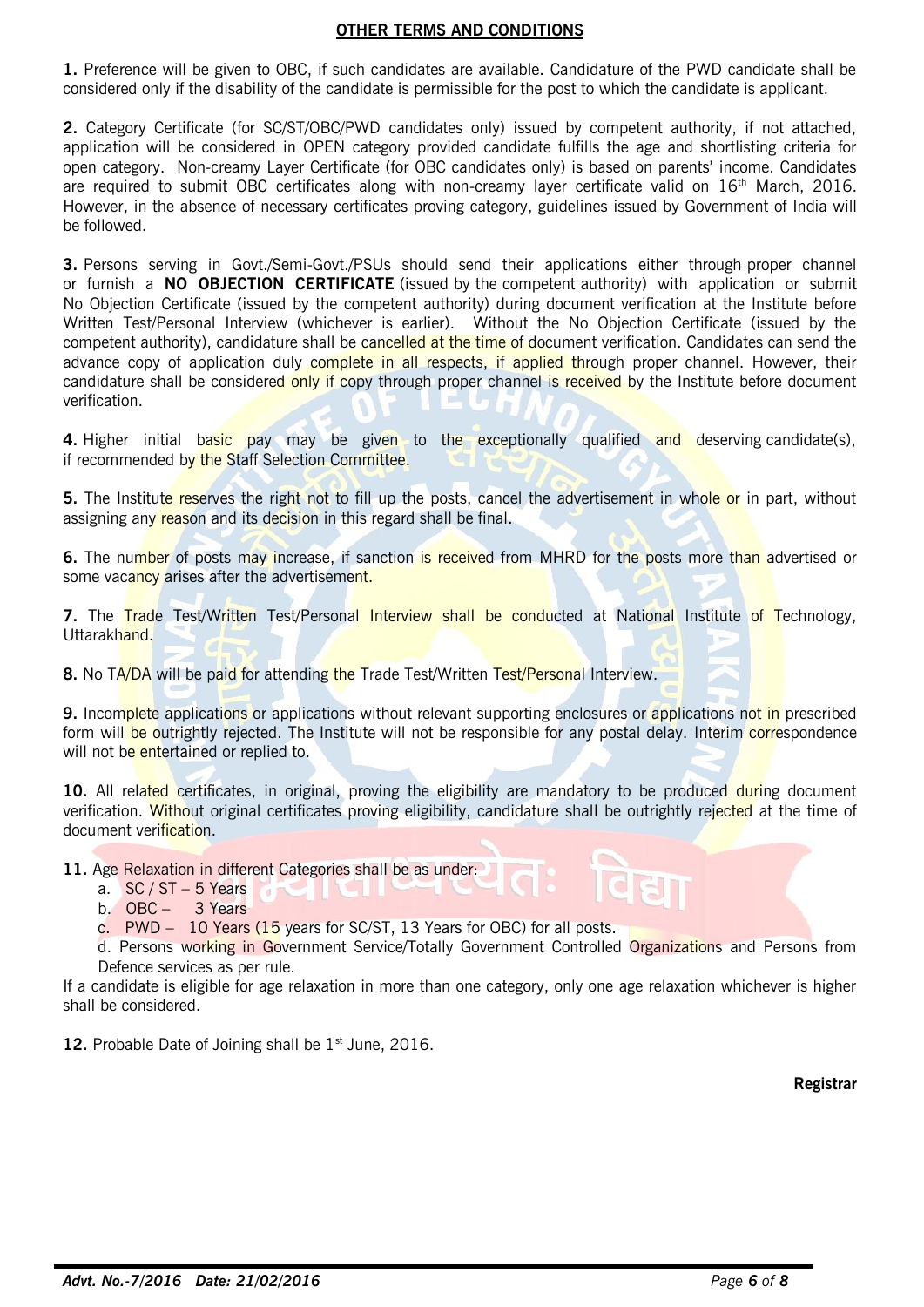## OTHER TERMS AND CONDITIONS

**1.** Preference will be given to OBC, if such candidates are available. Candidature of the PWD candidate shall be considered only if the disability of the candidate is permissible for the post to which the candidate is applicant.

**2.** Category Certificate (for SC/ST/OBC/PWD candidates only) issued by competent authority, if not attached, application will be considered in OPEN category provided candidate fulfills the age and shortlisting criteria for open category. Non-creamy Layer Certificate (for OBC candidates only) is based on parents' income. Candidates are required to submit OBC certificates along with non-creamy layer certificate valid on 16th March, 2016. However, in the absence of necessary certificates proving category, guidelines issued by Government of India will be followed.

**3.** Persons serving in Govt./Semi-Govt./PSUs should send their applications either through proper channel or furnish a **NO OBJECTION CERTIFICATE** (issued by the competent authority) with application or submit No Objection Certificate (issued by the competent authority) during document verification at the Institute before Written Test/Personal Interview (whichever is earlier). Without the No Objection Certificate (issued by the competent authority), candidature shall be cancelled at the time of document verification. Candidates can send the advance copy of application duly complete in all respects, if applied through proper channel. However, their candidature shall be considered only if copy through proper channel is received by the Institute before document verification.

**4.** Higher initial basic pay may be given to the exceptionally qualified and deserving candidate(s), if recommended by the Staff Selection Committee.

**5.** The Institute reserves the right not to fill up the posts, cancel the advertisement in whole or in part, without assigning any reason and its decision in this regard shall be final.

**6.** The number of posts may increase, if sanction is received from MHRD for the posts more than advertised or some vacancy arises after the advertisement.

**7.** The Trade Test/Written Test/Personal Interview shall be conducted at National Institute of Technology, Uttarakhand.

**8.** No TA/DA will be paid for attending the Trade Test/Written Test/Personal Interview.

**9.** Incomplete applications or applications without relevant supporting enclosures or applications not in prescribed form will be outrightly rejected. The Institute will not be responsible for any postal delay. Interim correspondence will not be entertained or replied to.

**10.** All related certificates, in original, proving the eligibility are mandatory to be produced during document verification. Without original certificates proving eligibility, candidature shall be outrightly rejected at the time of document verification.

**11.** Age Relaxation in different Categories shall be as under:

a. SC / ST – 5 Years
b. OBC – 3 Years
c. PWD – 10 Years (15 years for SC/ST, 13 Years for OBC) for all posts.
d. Persons working in Government Service/Totally Government Controlled Organizations and Persons from Defence services as per rule.

If a candidate is eligible for age relaxation in more than one category, only one age relaxation whichever is higher shall be considered.

**12.** Probable Date of Joining shall be 1st June, 2016.

**Registrar**

*Advt. No.-7/2016 Date: 21/02/2016*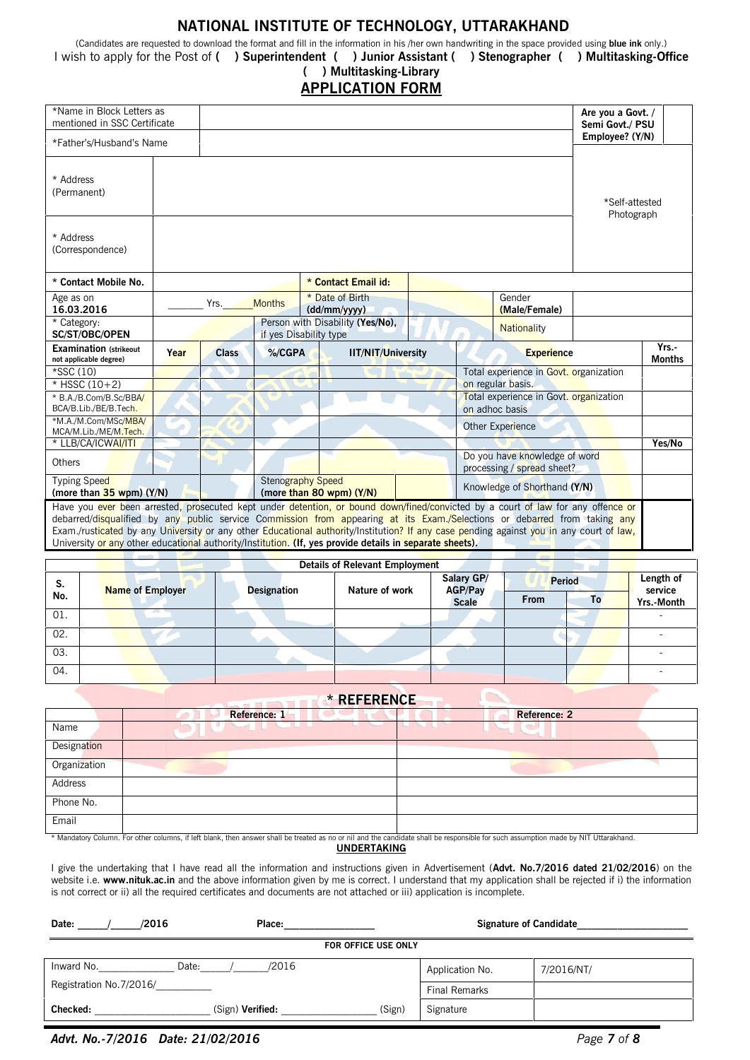# NATIONAL INSTITUTE OF TECHNOLOGY, UTTARAKHAND

(Candidates are requested to download the format and fill in the information in his /her own handwriting in the space provided using **blue ink** only.)

I wish to apply for the Post of **( ) Superintendent ( ) Junior Assistant ( ) Stenographer ( ) Multitasking-Office ( ) Multitasking-Library**

## APPLICATION FORM

| | | | | | | | | | |
|---|---|---|---|---|---|---|---|---|---|
| *Name in Block Letters as mentioned in SSC Certificate | | | | | | | | **Are you a Govt. / Semi Govt./ PSU Employee? (Y/N)** | |
| *Father's/Husband's Name | | | | | | | | | |
| * Address (Permanent) | | | | | | | | *Self-attested Photograph | |
| * Address (Correspondence) | | | | | | | | | |
| **\* Contact Mobile No.** | | | | **\* Contact Email id:** | | | | | |
| Age as on **16.03.2016** | _______ Yrs._______ | Months | | * Date of Birth **(dd/mm/yyyy)** | | Gender **(Male/Female)** | | | |
| * Category: **SC/ST/OBC/OPEN** | | | Person with Disability **(Yes/No)**, if yes Disability type | | | Nationality | | | |

| **Examination** (strikeout not applicable degree) | **Year** | **Class** | **%/CGPA** | **IIT/NIT/University** | **Experience** | **Yrs.-Months** |
|---|---|---|---|---|---|---|
| *SSC (10) | | | | | Total experience in Govt. organization on regular basis. | |
| * HSSC (10+2) | | | | | | |
| * B.A./B.Com/B.Sc/BBA/ BCA/B.Lib./BE/B.Tech. | | | | | Total experience in Govt. organization on adhoc basis | |
| *M.A./M.Com/MSc/MBA/ MCA/M.Lib./ME/M.Tech. | | | | | Other Experience | |
| * LLB/CA/ICWAI/ITI | | | | | | **Yes/No** |
| Others | | | | | Do you have knowledge of word processing / spread sheet? | |
| Typing Speed **(more than 35 wpm) (Y/N)** | | Stenography Speed **(more than 80 wpm) (Y/N)** | | | Knowledge of Shorthand **(Y/N)** | |

| | |
|---|---|
| Have you ever been arrested, prosecuted kept under detention, or bound down/fined/convicted by a court of law for any offence or debarred/disqualified by any public service Commission from appearing at its Exam./Selections or debarred from taking any Exam./rusticated by any University or any other Educational authority/Institution? If any case pending against you in any court of law, University or any other educational authority/Institution. **(If, yes provide details in separate sheets).** | |

**Details of Relevant Employment**

| S. No. | Name of Employer | Designation | Nature of work | Salary GP/ AGP/Pay Scale | Period From | Period To | Length of service Yrs.-Month |
|---|---|---|---|---|---|---|---|
| 01. | | | | | | | - |
| 02. | | | | | | | - |
| 03. | | | | | | | - |
| 04. | | | | | | | - |

### * REFERENCE

| | Reference: 1 | Reference: 2 |
|---|---|---|
| Name | | |
| Designation | | |
| Organization | | |
| Address | | |
| Phone No. | | |
| Email | | |

\* Mandatory Column. For other columns, if left blank, then answer shall be treated as no or nil and the candidate shall be responsible for such assumption made by NIT Uttarakhand.

**UNDERTAKING**

I give the undertaking that I have read all the information and instructions given in Advertisement (**Advt. No.7/2016 dated 21/02/2016**) on the website i.e. **www.nituk.ac.in** and the above information given by me is correct. I understand that my application shall be rejected if i) the information is not correct or ii) all the required certificates and documents are not attached or iii) application is incomplete.

**Date:** _____/_____/2016 **Place:**________________ **Signature of Candidate**____________________

**FOR OFFICE USE ONLY**

| | | |
|---|---|---|
| Inward No.____________ Date:_____/______/2016 | Application No. | 7/2016/NT/ |
| Registration No.7/2016/_________ | Final Remarks | |
| **Checked:** ____________________ (Sign) **Verified:** ________________ (Sign) | Signature | |

*Advt. No.-7/2016 Date: 21/02/2016*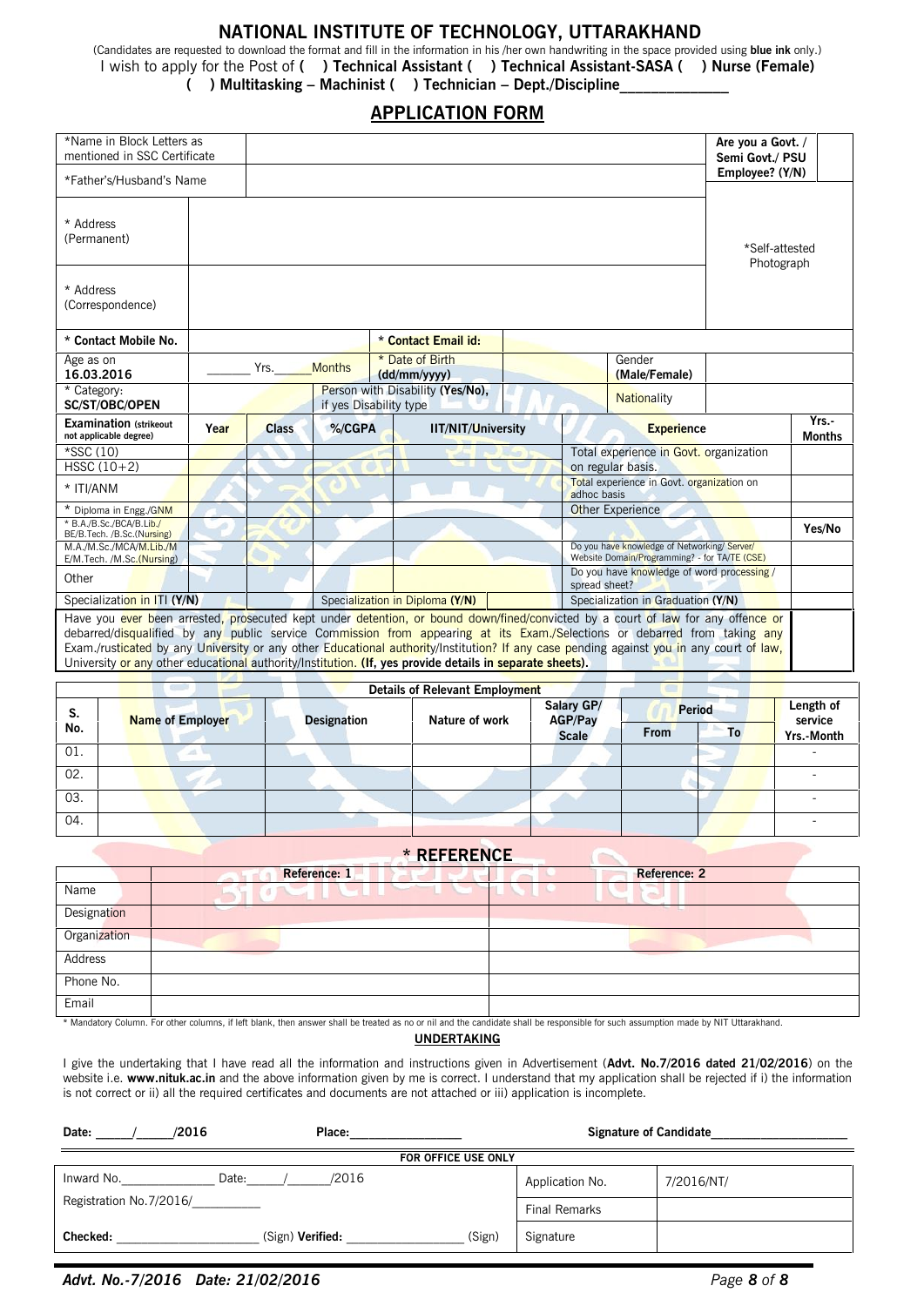# NATIONAL INSTITUTE OF TECHNOLOGY, UTTARAKHAND

(Candidates are requested to download the format and fill in the information in his /her own handwriting in the space provided using **blue ink** only.)

I wish to apply for the Post of **( ) Technical Assistant ( ) Technical Assistant-SASA ( ) Nurse (Female) ( ) Multitasking – Machinist ( ) Technician – Dept./Discipline_____________**

## APPLICATION FORM

| | | | | | | | | |
|---|---|---|---|---|---|---|---|---|
| *Name in Block Letters as mentioned in SSC Certificate | | | | | | | **Are you a Govt. / Semi Govt./ PSU Employee? (Y/N)** | |
| *Father's/Husband's Name | | | | | | | | |
| * Address (Permanent) | | | | | | | *Self-attested Photograph | |
| * Address (Correspondence) | | | | | | | | |
| **\* Contact Mobile No.** | | | **\* Contact Email id:** | | | | | |
| Age as on **16.03.2016** | ______ Yrs.______Months | | * Date of Birth **(dd/mm/yyyy)** | | Gender **(Male/Female)** | | | |
| * Category: **SC/ST/OBC/OPEN** | | | Person with Disability **(Yes/No)**, if yes Disability type | | Nationality | | | |

| **Examination** (strikeout not applicable degree) | Year | Class | %/CGPA | IIT/NIT/University | Experience | Yrs.-Months |
|---|---|---|---|---|---|---|
| *SSC (10) | | | | | Total experience in Govt. organization on regular basis. | |
| HSSC (10+2) | | | | | | |
| * ITI/ANM | | | | | Total experience in Govt. organization on adhoc basis | |
| * Diploma in Engg./GNM | | | | | Other Experience | |
| * B.A./B.Sc./BCA/B.Lib./ BE/B.Tech. /B.Sc.(Nursing) | | | | | | Yes/No |
| M.A./M.Sc./MCA/M.Lib./M E/M.Tech. /M.Sc.(Nursing) | | | | | Do you have knowledge of Networking/ Server/ Website Domain/Programming? - for TA/TE (CSE) | |
| Other | | | | | Do you have knowledge of word processing / spread sheet? | |
| Specialization in ITI **(Y/N)** | | | Specialization in Diploma **(Y/N)** | | Specialization in Graduation **(Y/N)** | |

| | |
|---|---|
| Have you ever been arrested, prosecuted kept under detention, or bound down/fined/convicted by a court of law for any offence or debarred/disqualified by any public service Commission from appearing at its Exam./Selections or debarred from taking any Exam./rusticated by any University or any other Educational authority/Institution? If any case pending against you in any court of law, University or any other educational authority/Institution. **(If, yes provide details in separate sheets).** | |

**Details of Relevant Employment**

| S. No. | Name of Employer | Designation | Nature of work | Salary GP/ AGP/Pay Scale | Period | | Length of service Yrs.-Month |
|---|---|---|---|---|---|---|---|
| | | | | | From | To | |
| 01. | | | | | | | - |
| 02. | | | | | | | - |
| 03. | | | | | | | - |
| 04. | | | | | | | - |

## * REFERENCE

| | Reference: 1 | Reference: 2 |
|---|---|---|
| Name | | |
| Designation | | |
| Organization | | |
| Address | | |
| Phone No. | | |
| Email | | |

* Mandatory Column. For other columns, if left blank, then answer shall be treated as no or nil and the candidate shall be responsible for such assumption made by NIT Uttarakhand.

**UNDERTAKING**

I give the undertaking that I have read all the information and instructions given in Advertisement (**Advt. No.7/2016 dated 21/02/2016**) on the website i.e. **www.nituk.ac.in** and the above information given by me is correct. I understand that my application shall be rejected if i) the information is not correct or ii) all the required certificates and documents are not attached or iii) application is incomplete.

**Date:** _____/_____/**2016** **Place:**________________ **Signature of Candidate**____________________

**FOR OFFICE USE ONLY**

| | | |
|---|---|---|
| Inward No.______________ Date:_____/______/2016 | Application No. | 7/2016/NT/ |
| Registration No.7/2016/_________ | Final Remarks | |
| **Checked:** ____________________ (Sign) **Verified:** ________________ (Sign) | Signature | |